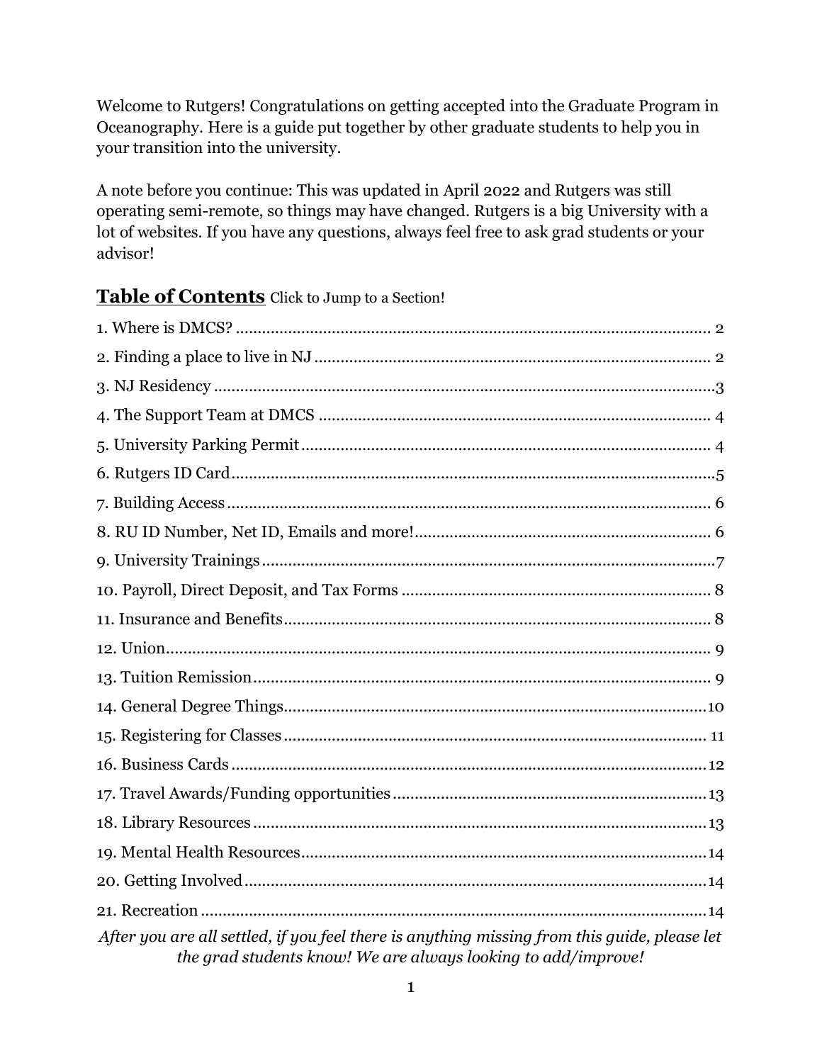Welcome to Rutgers! Congratulations on getting accepted into the Graduate Program in Oceanography. Here is a guide put together by other graduate students to help you in your transition into the university.

A note before you continue: This was updated in April 2022 and Rutgers was still operating semi-remote, so things may have changed. Rutgers is a big University with a lot of websites. If you have any questions, always feel free to ask grad students or your advisor!

## **Table of Contents** Click to Jump to a Section!

1. Where is DMCS? .......... 2
2. Finding a place to live in NJ .......... 2
3. NJ Residency .......... 3
4. The Support Team at DMCS .......... 4
5. University Parking Permit .......... 4
6. Rutgers ID Card .......... 5
7. Building Access .......... 6
8. RU ID Number, Net ID, Emails and more! .......... 6
9. University Trainings .......... 7
10. Payroll, Direct Deposit, and Tax Forms .......... 8
11. Insurance and Benefits .......... 8
12. Union .......... 9
13. Tuition Remission .......... 9
14. General Degree Things .......... 10
15. Registering for Classes .......... 11
16. Business Cards .......... 12
17. Travel Awards/Funding opportunities .......... 13
18. Library Resources .......... 13
19. Mental Health Resources .......... 14
20. Getting Involved .......... 14
21. Recreation .......... 14

*After you are all settled, if you feel there is anything missing from this guide, please let the grad students know! We are always looking to add/improve!*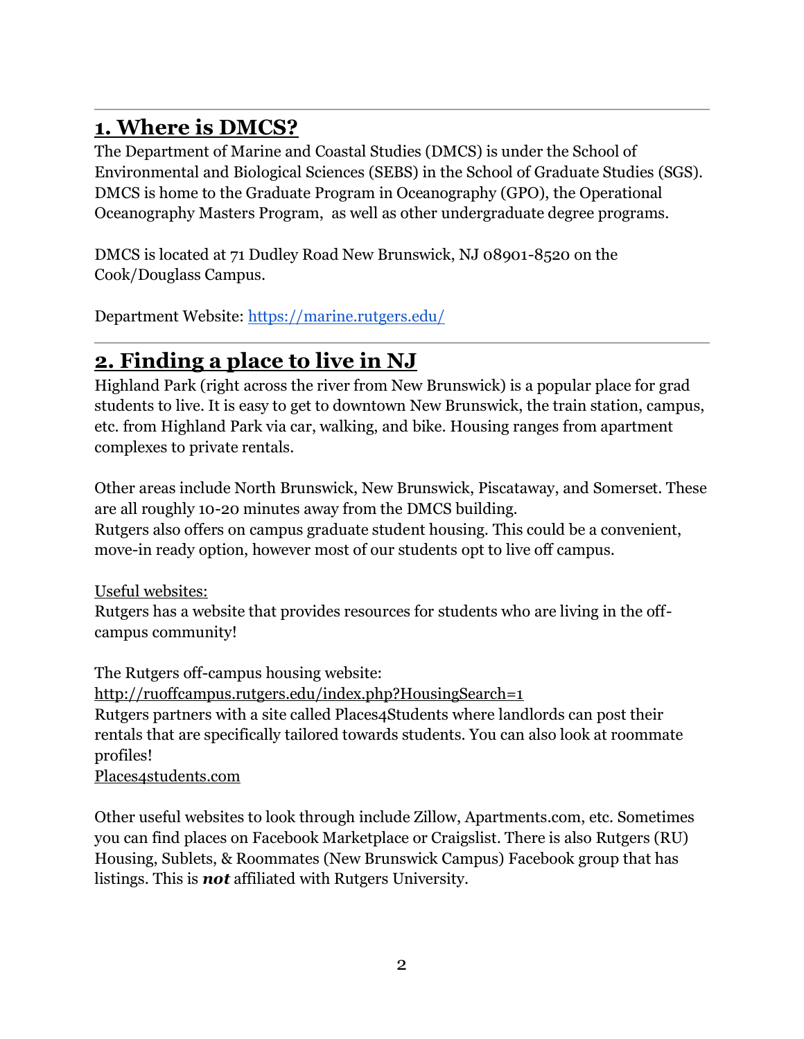## 1. Where is DMCS?

The Department of Marine and Coastal Studies (DMCS) is under the School of Environmental and Biological Sciences (SEBS) in the School of Graduate Studies (SGS). DMCS is home to the Graduate Program in Oceanography (GPO), the Operational Oceanography Masters Program, as well as other undergraduate degree programs.

DMCS is located at 71 Dudley Road New Brunswick, NJ 08901-8520 on the Cook/Douglass Campus.

Department Website: [https://marine.rutgers.edu/](https://marine.rutgers.edu/)

## 2. Finding a place to live in NJ

Highland Park (right across the river from New Brunswick) is a popular place for grad students to live. It is easy to get to downtown New Brunswick, the train station, campus, etc. from Highland Park via car, walking, and bike. Housing ranges from apartment complexes to private rentals.

Other areas include North Brunswick, New Brunswick, Piscataway, and Somerset. These are all roughly 10-20 minutes away from the DMCS building.
Rutgers also offers on campus graduate student housing. This could be a convenient, move-in ready option, however most of our students opt to live off campus.

Useful websites:
Rutgers has a website that provides resources for students who are living in the off-campus community!

The Rutgers off-campus housing website:
http://ruoffcampus.rutgers.edu/index.php?HousingSearch=1
Rutgers partners with a site called Places4Students where landlords can post their rentals that are specifically tailored towards students. You can also look at roommate profiles!
Places4students.com

Other useful websites to look through include Zillow, Apartments.com, etc. Sometimes you can find places on Facebook Marketplace or Craigslist. There is also Rutgers (RU) Housing, Sublets, & Roommates (New Brunswick Campus) Facebook group that has listings. This is ***not*** affiliated with Rutgers University.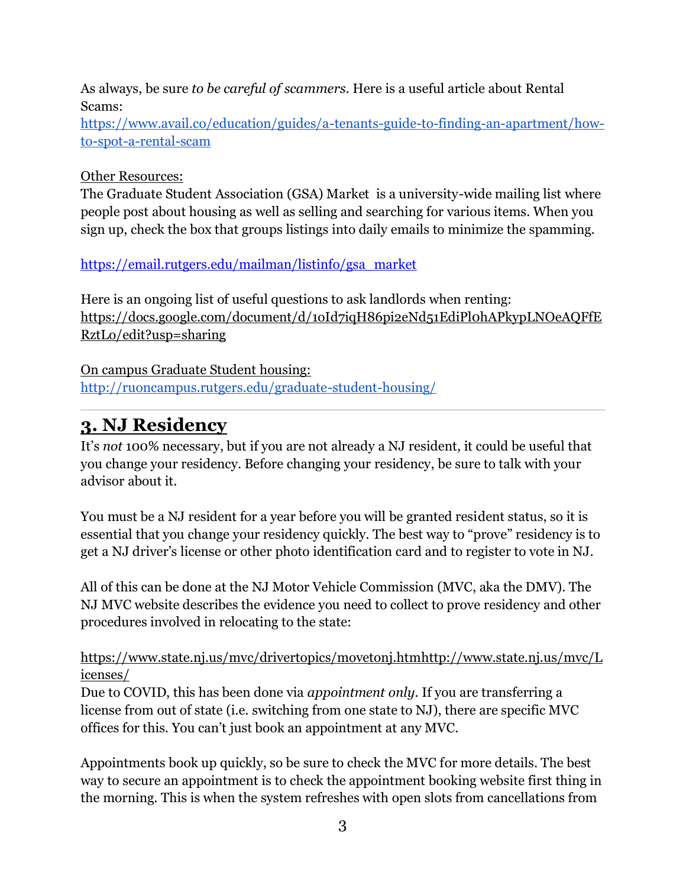As always, be sure *to be careful of scammers*. Here is a useful article about Rental Scams:
[https://www.avail.co/education/guides/a-tenants-guide-to-finding-an-apartment/how-to-spot-a-rental-scam](https://www.avail.co/education/guides/a-tenants-guide-to-finding-an-apartment/how-to-spot-a-rental-scam)

Other Resources:
The Graduate Student Association (GSA) Market is a university-wide mailing list where people post about housing as well as selling and searching for various items. When you sign up, check the box that groups listings into daily emails to minimize the spamming.

[https://email.rutgers.edu/mailman/listinfo/gsa_market](https://email.rutgers.edu/mailman/listinfo/gsa_market)

Here is an ongoing list of useful questions to ask landlords when renting:
https://docs.google.com/document/d/1oId7iqH86pi2eNd51EdiPl0hAPkypLNOeAQFfERztLo/edit?usp=sharing

On campus Graduate Student housing:
[http://ruoncampus.rutgers.edu/graduate-student-housing/](http://ruoncampus.rutgers.edu/graduate-student-housing/)

---

## 3. NJ Residency

It's *not* 100% necessary, but if you are not already a NJ resident, it could be useful that you change your residency. Before changing your residency, be sure to talk with your advisor about it.

You must be a NJ resident for a year before you will be granted resident status, so it is essential that you change your residency quickly. The best way to "prove" residency is to get a NJ driver's license or other photo identification card and to register to vote in NJ.

All of this can be done at the NJ Motor Vehicle Commission (MVC, aka the DMV). The NJ MVC website describes the evidence you need to collect to prove residency and other procedures involved in relocating to the state:

https://www.state.nj.us/mvc/drivertopics/movetonj.htmhttp://www.state.nj.us/mvc/Licenses/
Due to COVID, this has been done via *appointment only*. If you are transferring a license from out of state (i.e. switching from one state to NJ), there are specific MVC offices for this. You can't just book an appointment at any MVC.

Appointments book up quickly, so be sure to check the MVC for more details. The best way to secure an appointment is to check the appointment booking website first thing in the morning. This is when the system refreshes with open slots from cancellations from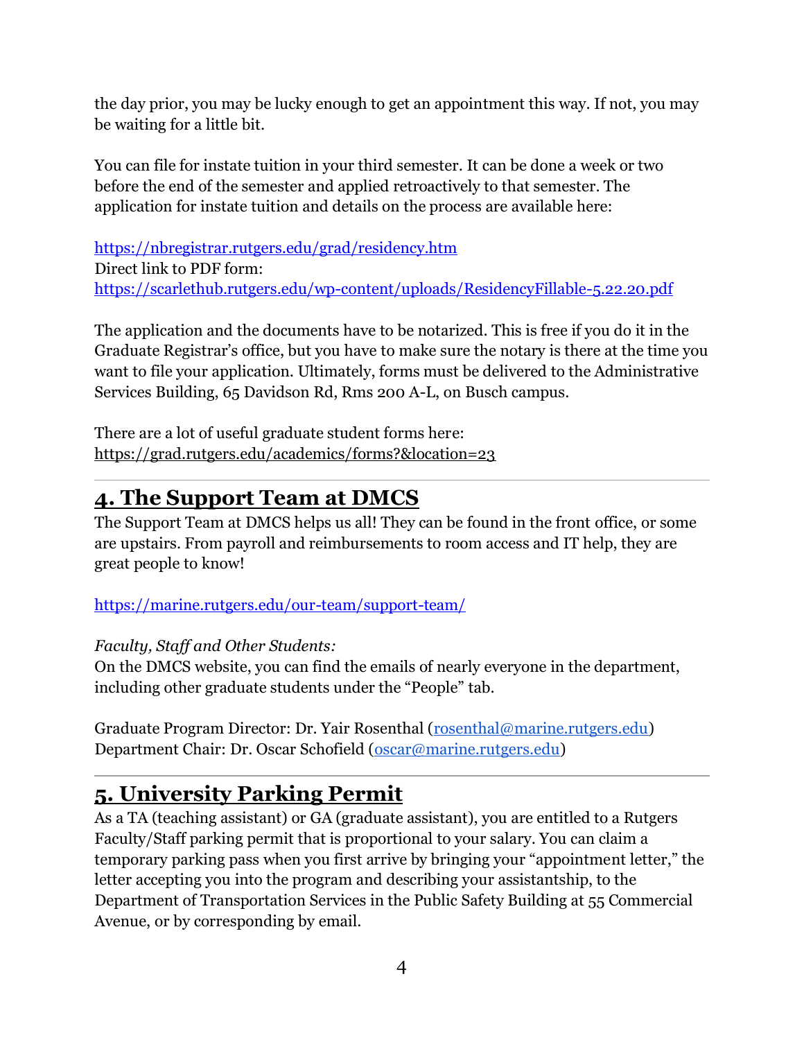the day prior, you may be lucky enough to get an appointment this way. If not, you may be waiting for a little bit.

You can file for instate tuition in your third semester. It can be done a week or two before the end of the semester and applied retroactively to that semester. The application for instate tuition and details on the process are available here:

https://nbregistrar.rutgers.edu/grad/residency.htm
Direct link to PDF form:
https://scarlethub.rutgers.edu/wp-content/uploads/ResidencyFillable-5.22.20.pdf

The application and the documents have to be notarized. This is free if you do it in the Graduate Registrar's office, but you have to make sure the notary is there at the time you want to file your application. Ultimately, forms must be delivered to the Administrative Services Building, 65 Davidson Rd, Rms 200 A-L, on Busch campus.

There are a lot of useful graduate student forms here:
https://grad.rutgers.edu/academics/forms?&location=23

---

## 4. The Support Team at DMCS

The Support Team at DMCS helps us all! They can be found in the front office, or some are upstairs. From payroll and reimbursements to room access and IT help, they are great people to know!

https://marine.rutgers.edu/our-team/support-team/

*Faculty, Staff and Other Students:*
On the DMCS website, you can find the emails of nearly everyone in the department, including other graduate students under the "People" tab.

Graduate Program Director: Dr. Yair Rosenthal (rosenthal@marine.rutgers.edu)
Department Chair: Dr. Oscar Schofield (oscar@marine.rutgers.edu)

---

## 5. University Parking Permit

As a TA (teaching assistant) or GA (graduate assistant), you are entitled to a Rutgers Faculty/Staff parking permit that is proportional to your salary. You can claim a temporary parking pass when you first arrive by bringing your "appointment letter," the letter accepting you into the program and describing your assistantship, to the Department of Transportation Services in the Public Safety Building at 55 Commercial Avenue, or by corresponding by email.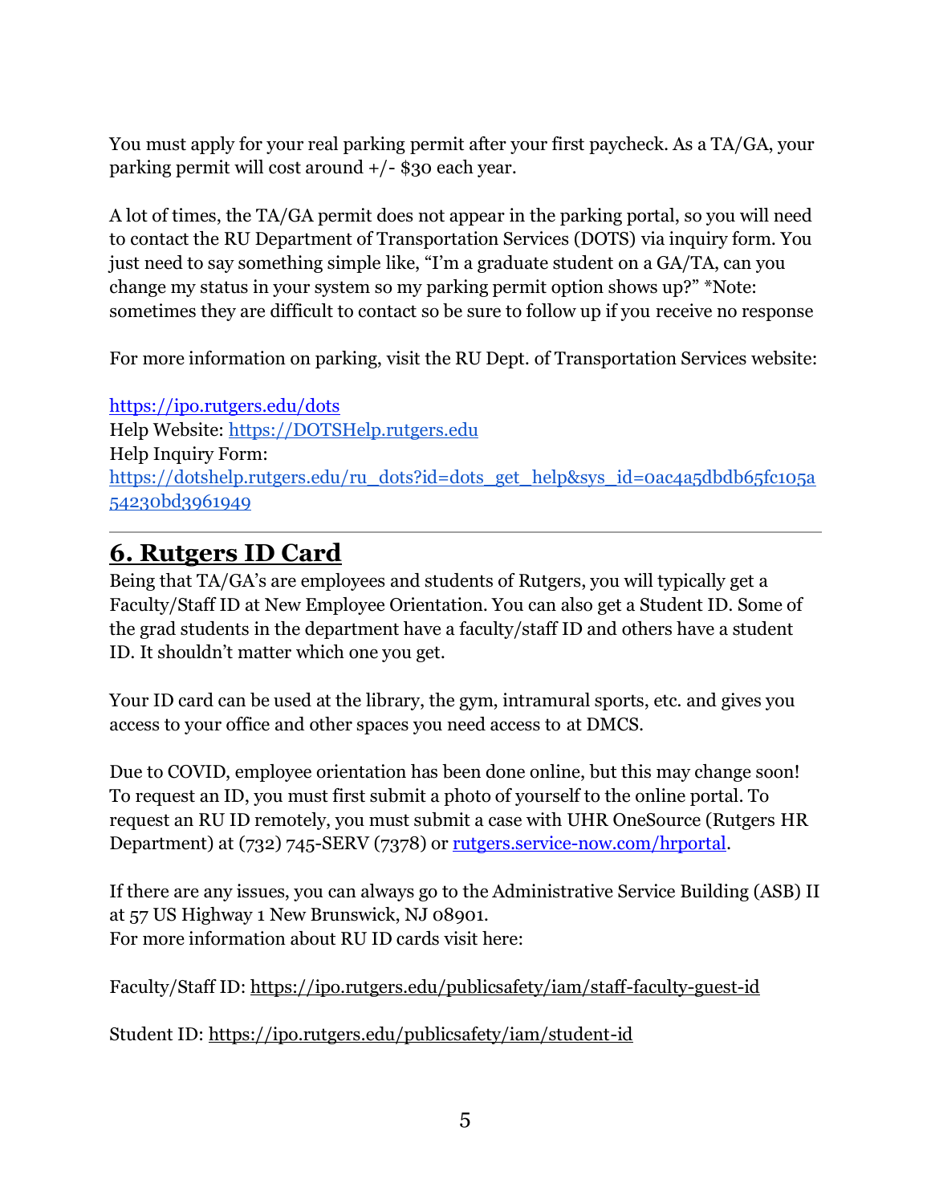You must apply for your real parking permit after your first paycheck. As a TA/GA, your parking permit will cost around +/- $30 each year.

A lot of times, the TA/GA permit does not appear in the parking portal, so you will need to contact the RU Department of Transportation Services (DOTS) via inquiry form. You just need to say something simple like, "I'm a graduate student on a GA/TA, can you change my status in your system so my parking permit option shows up?" *Note: sometimes they are difficult to contact so be sure to follow up if you receive no response

For more information on parking, visit the RU Dept. of Transportation Services website:

https://ipo.rutgers.edu/dots
Help Website: https://DOTSHelp.rutgers.edu
Help Inquiry Form:
https://dotshelp.rutgers.edu/ru_dots?id=dots_get_help&sys_id=0ac4a5dbdb65fc105a54230bd3961949

---

## 6. Rutgers ID Card

Being that TA/GA's are employees and students of Rutgers, you will typically get a Faculty/Staff ID at New Employee Orientation. You can also get a Student ID. Some of the grad students in the department have a faculty/staff ID and others have a student ID. It shouldn't matter which one you get.

Your ID card can be used at the library, the gym, intramural sports, etc. and gives you access to your office and other spaces you need access to at DMCS.

Due to COVID, employee orientation has been done online, but this may change soon! To request an ID, you must first submit a photo of yourself to the online portal. To request an RU ID remotely, you must submit a case with UHR OneSource (Rutgers HR Department) at (732) 745-SERV (7378) or rutgers.service-now.com/hrportal.

If there are any issues, you can always go to the Administrative Service Building (ASB) II at 57 US Highway 1 New Brunswick, NJ 08901.
For more information about RU ID cards visit here:

Faculty/Staff ID: https://ipo.rutgers.edu/publicsafety/iam/staff-faculty-guest-id

Student ID: https://ipo.rutgers.edu/publicsafety/iam/student-id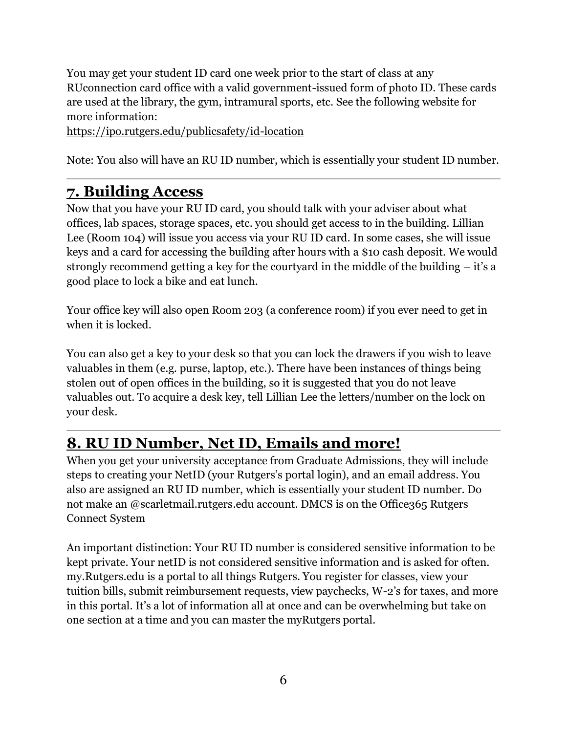You may get your student ID card one week prior to the start of class at any RUconnection card office with a valid government-issued form of photo ID. These cards are used at the library, the gym, intramural sports, etc. See the following website for more information:
https://ipo.rutgers.edu/publicsafety/id-location

Note: You also will have an RU ID number, which is essentially your student ID number.

---

## 7. Building Access

Now that you have your RU ID card, you should talk with your adviser about what offices, lab spaces, storage spaces, etc. you should get access to in the building. Lillian Lee (Room 104) will issue you access via your RU ID card. In some cases, she will issue keys and a card for accessing the building after hours with a $10 cash deposit. We would strongly recommend getting a key for the courtyard in the middle of the building – it's a good place to lock a bike and eat lunch.

Your office key will also open Room 203 (a conference room) if you ever need to get in when it is locked.

You can also get a key to your desk so that you can lock the drawers if you wish to leave valuables in them (e.g. purse, laptop, etc.). There have been instances of things being stolen out of open offices in the building, so it is suggested that you do not leave valuables out. To acquire a desk key, tell Lillian Lee the letters/number on the lock on your desk.

---

## 8. RU ID Number, Net ID, Emails and more!

When you get your university acceptance from Graduate Admissions, they will include steps to creating your NetID (your Rutgers's portal login), and an email address. You also are assigned an RU ID number, which is essentially your student ID number. Do not make an @scarletmail.rutgers.edu account. DMCS is on the Office365 Rutgers Connect System

An important distinction: Your RU ID number is considered sensitive information to be kept private. Your netID is not considered sensitive information and is asked for often. my.Rutgers.edu is a portal to all things Rutgers. You register for classes, view your tuition bills, submit reimbursement requests, view paychecks, W-2's for taxes, and more in this portal. It's a lot of information all at once and can be overwhelming but take on one section at a time and you can master the myRutgers portal.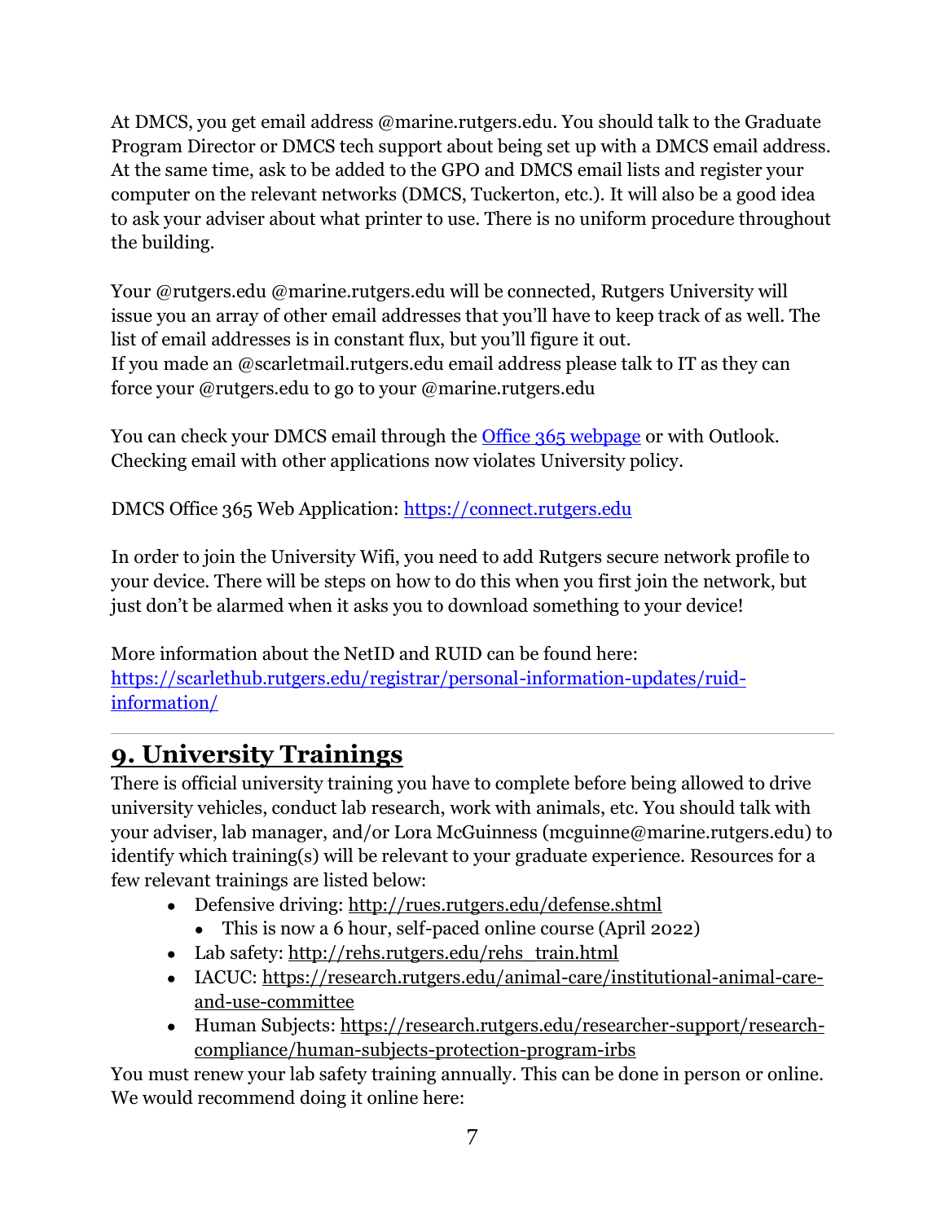At DMCS, you get email address @marine.rutgers.edu. You should talk to the Graduate Program Director or DMCS tech support about being set up with a DMCS email address. At the same time, ask to be added to the GPO and DMCS email lists and register your computer on the relevant networks (DMCS, Tuckerton, etc.). It will also be a good idea to ask your adviser about what printer to use. There is no uniform procedure throughout the building.

Your @rutgers.edu @marine.rutgers.edu will be connected, Rutgers University will issue you an array of other email addresses that you'll have to keep track of as well. The list of email addresses is in constant flux, but you'll figure it out.
If you made an @scarletmail.rutgers.edu email address please talk to IT as they can force your @rutgers.edu to go to your @marine.rutgers.edu

You can check your DMCS email through the [Office 365 webpage]() or with Outlook. Checking email with other applications now violates University policy.

DMCS Office 365 Web Application: https://connect.rutgers.edu

In order to join the University Wifi, you need to add Rutgers secure network profile to your device. There will be steps on how to do this when you first join the network, but just don't be alarmed when it asks you to download something to your device!

More information about the NetID and RUID can be found here:
https://scarlethub.rutgers.edu/registrar/personal-information-updates/ruid-information/

---

## 9. University Trainings

There is official university training you have to complete before being allowed to drive university vehicles, conduct lab research, work with animals, etc. You should talk with your adviser, lab manager, and/or Lora McGuinness (mcguinne@marine.rutgers.edu) to identify which training(s) will be relevant to your graduate experience. Resources for a few relevant trainings are listed below:

- Defensive driving: http://rues.rutgers.edu/defense.shtml
  - This is now a 6 hour, self-paced online course (April 2022)
- Lab safety: http://rehs.rutgers.edu/rehs_train.html
- IACUC: https://research.rutgers.edu/animal-care/institutional-animal-care-and-use-committee
- Human Subjects: https://research.rutgers.edu/researcher-support/research-compliance/human-subjects-protection-program-irbs

You must renew your lab safety training annually. This can be done in person or online. We would recommend doing it online here: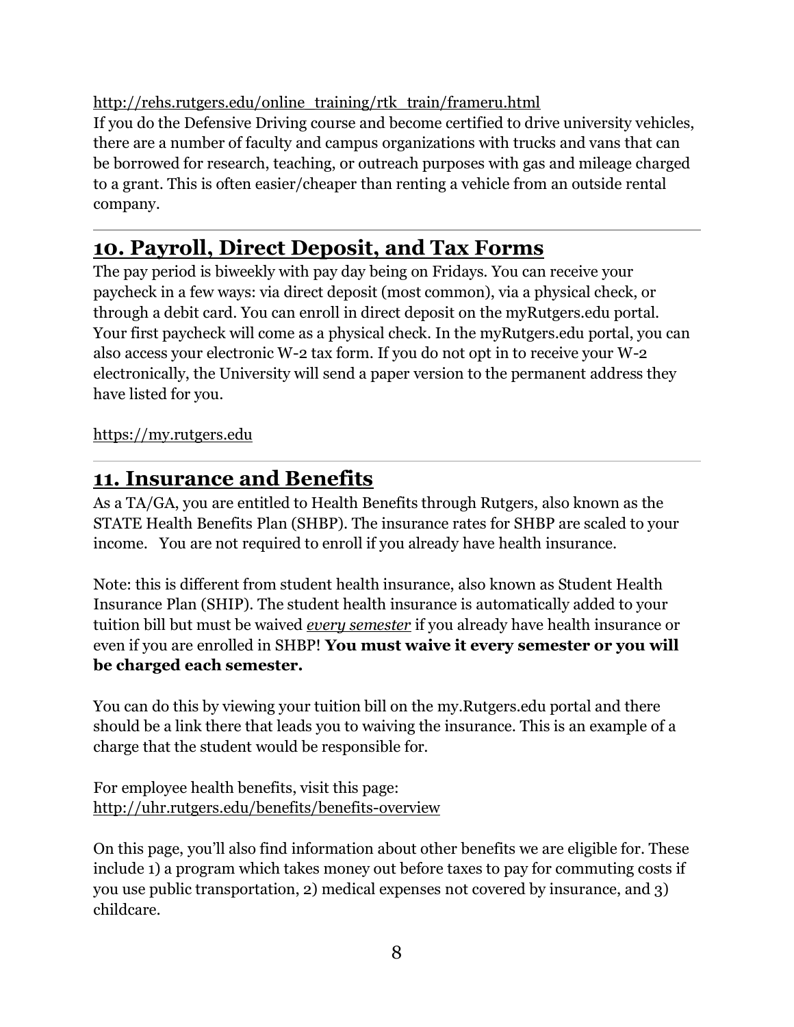http://rehs.rutgers.edu/online_training/rtk_train/frameru.html
If you do the Defensive Driving course and become certified to drive university vehicles, there are a number of faculty and campus organizations with trucks and vans that can be borrowed for research, teaching, or outreach purposes with gas and mileage charged to a grant. This is often easier/cheaper than renting a vehicle from an outside rental company.

---

## 10. Payroll, Direct Deposit, and Tax Forms

The pay period is biweekly with pay day being on Fridays. You can receive your paycheck in a few ways: via direct deposit (most common), via a physical check, or through a debit card. You can enroll in direct deposit on the myRutgers.edu portal. Your first paycheck will come as a physical check. In the myRutgers.edu portal, you can also access your electronic W-2 tax form. If you do not opt in to receive your W-2 electronically, the University will send a paper version to the permanent address they have listed for you.

https://my.rutgers.edu

---

## 11. Insurance and Benefits

As a TA/GA, you are entitled to Health Benefits through Rutgers, also known as the STATE Health Benefits Plan (SHBP). The insurance rates for SHBP are scaled to your income.   You are not required to enroll if you already have health insurance.

Note: this is different from student health insurance, also known as Student Health Insurance Plan (SHIP). The student health insurance is automatically added to your tuition bill but must be waived ***every semester*** if you already have health insurance or even if you are enrolled in SHBP! **You must waive it every semester or you will be charged each semester.**

You can do this by viewing your tuition bill on the my.Rutgers.edu portal and there should be a link there that leads you to waiving the insurance. This is an example of a charge that the student would be responsible for.

For employee health benefits, visit this page:
http://uhr.rutgers.edu/benefits/benefits-overview

On this page, you'll also find information about other benefits we are eligible for. These include 1) a program which takes money out before taxes to pay for commuting costs if you use public transportation, 2) medical expenses not covered by insurance, and 3) childcare.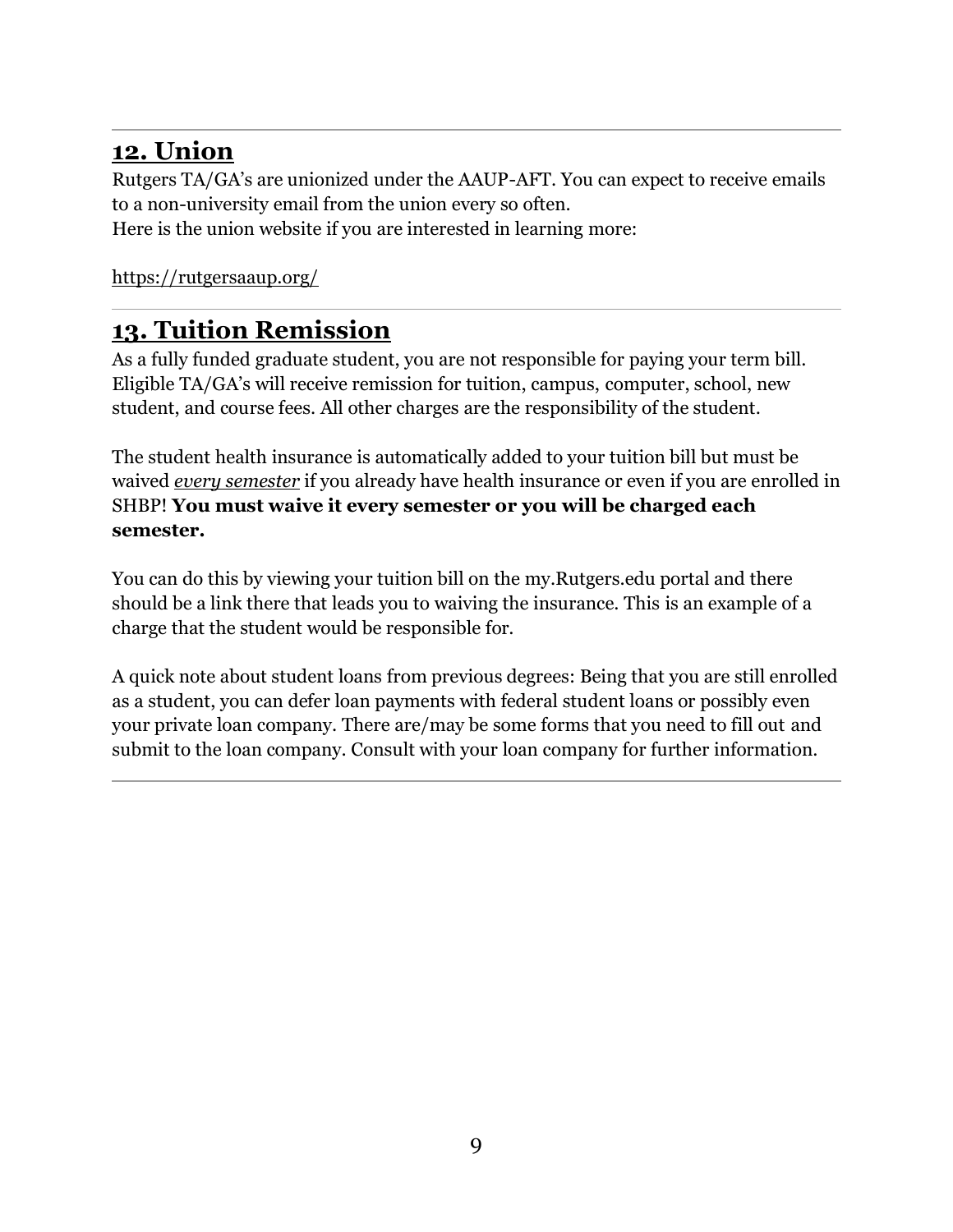## 12. Union

Rutgers TA/GA's are unionized under the AAUP-AFT. You can expect to receive emails to a non-university email from the union every so often.
Here is the union website if you are interested in learning more:

https://rutgersaaup.org/

## 13. Tuition Remission

As a fully funded graduate student, you are not responsible for paying your term bill. Eligible TA/GA's will receive remission for tuition, campus, computer, school, new student, and course fees. All other charges are the responsibility of the student.

The student health insurance is automatically added to your tuition bill but must be waived ***every semester*** if you already have health insurance or even if you are enrolled in SHBP! **You must waive it every semester or you will be charged each semester.**

You can do this by viewing your tuition bill on the my.Rutgers.edu portal and there should be a link there that leads you to waiving the insurance. This is an example of a charge that the student would be responsible for.

A quick note about student loans from previous degrees: Being that you are still enrolled as a student, you can defer loan payments with federal student loans or possibly even your private loan company. There are/may be some forms that you need to fill out and submit to the loan company. Consult with your loan company for further information.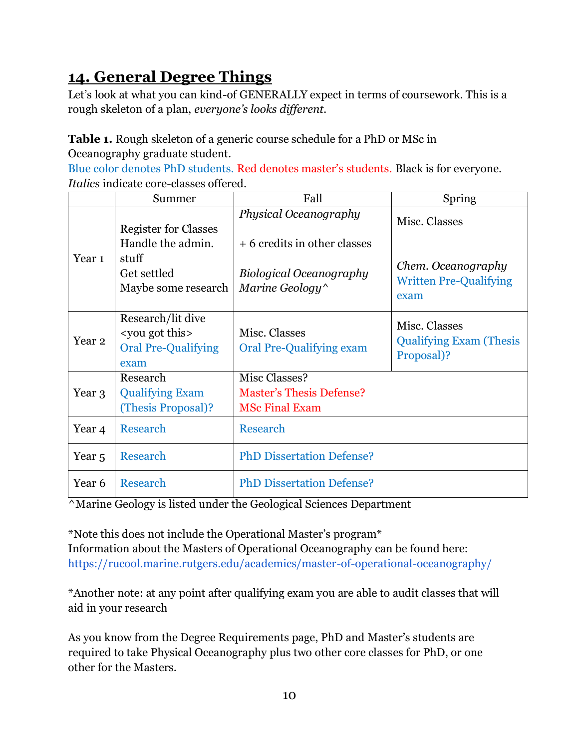## 14. General Degree Things

Let's look at what you can kind-of GENERALLY expect in terms of coursework. This is a rough skeleton of a plan, *everyone's looks different*.

**Table 1.** Rough skeleton of a generic course schedule for a PhD or MSc in Oceanography graduate student.
Blue color denotes PhD students. Red denotes master's students. Black is for everyone.
*Italics* indicate core-classes offered.

| | Summer | Fall | Spring |
|---|---|---|---|
| Year 1 | Register for Classes<br>Handle the admin. stuff<br>Get settled<br>Maybe some research | *Physical Oceanography*<br><br>+ 6 credits in other classes<br><br>*Biological Oceanography*<br>*Marine Geology^* | Misc. Classes<br><br>*Chem. Oceanography*<br>Written Pre-Qualifying exam |
| Year 2 | Research/lit dive<br><you got this><br>Oral Pre-Qualifying exam | Misc. Classes<br>Oral Pre-Qualifying exam | Misc. Classes<br>Qualifying Exam (Thesis Proposal)? |
| Year 3 | Research<br>Qualifying Exam (Thesis Proposal)? | Misc Classes?<br>Master's Thesis Defense?<br>MSc Final Exam | |
| Year 4 | Research | Research | |
| Year 5 | Research | PhD Dissertation Defense? | |
| Year 6 | Research | PhD Dissertation Defense? | |

^Marine Geology is listed under the Geological Sciences Department

*Note this does not include the Operational Master's program*
Information about the Masters of Operational Oceanography can be found here:
https://rucool.marine.rutgers.edu/academics/master-of-operational-oceanography/

*Another note: at any point after qualifying exam you are able to audit classes that will aid in your research

As you know from the Degree Requirements page, PhD and Master's students are required to take Physical Oceanography plus two other core classes for PhD, or one other for the Masters.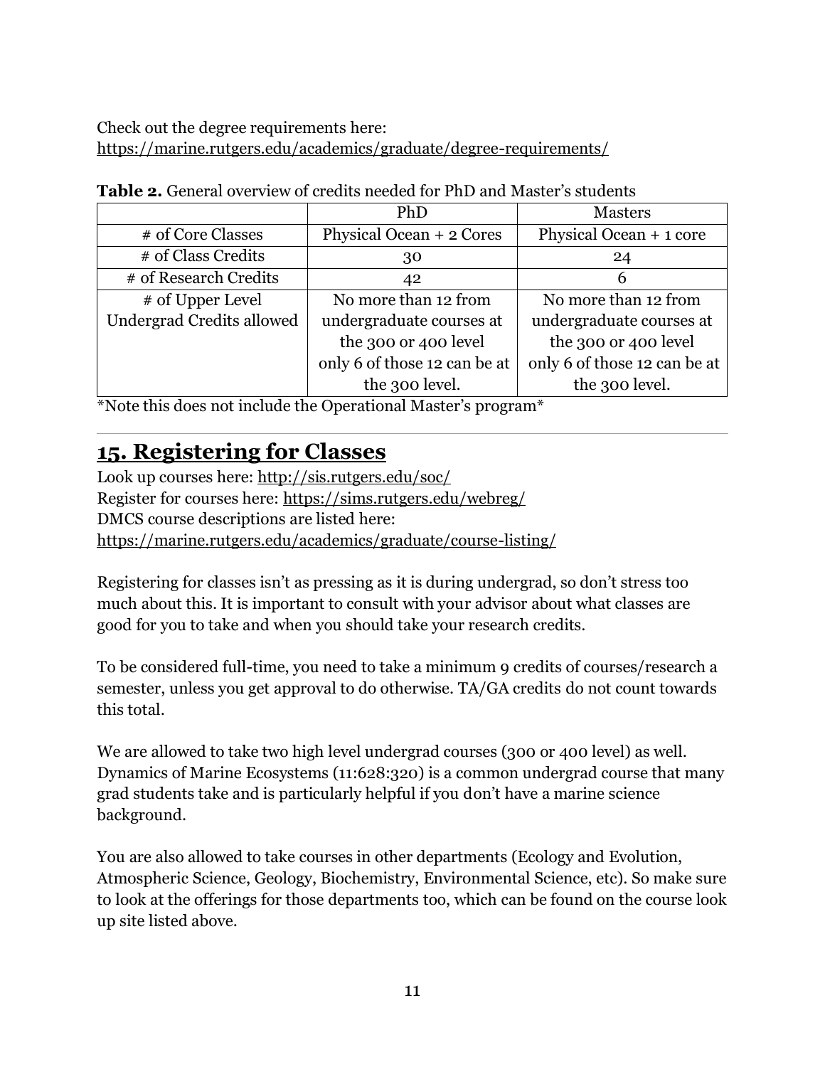Check out the degree requirements here:
https://marine.rutgers.edu/academics/graduate/degree-requirements/

**Table 2.** General overview of credits needed for PhD and Master's students

| | PhD | Masters |
|---|---|---|
| # of Core Classes | Physical Ocean + 2 Cores | Physical Ocean + 1 core |
| # of Class Credits | 30 | 24 |
| # of Research Credits | 42 | 6 |
| # of Upper Level Undergrad Credits allowed | No more than 12 from undergraduate courses at the 300 or 400 level only 6 of those 12 can be at the 300 level. | No more than 12 from undergraduate courses at the 300 or 400 level only 6 of those 12 can be at the 300 level. |

*Note this does not include the Operational Master's program*

## 15. Registering for Classes

Look up courses here: http://sis.rutgers.edu/soc/
Register for courses here: https://sims.rutgers.edu/webreg/
DMCS course descriptions are listed here:
https://marine.rutgers.edu/academics/graduate/course-listing/

Registering for classes isn't as pressing as it is during undergrad, so don't stress too much about this. It is important to consult with your advisor about what classes are good for you to take and when you should take your research credits.

To be considered full-time, you need to take a minimum 9 credits of courses/research a semester, unless you get approval to do otherwise. TA/GA credits do not count towards this total.

We are allowed to take two high level undergrad courses (300 or 400 level) as well. Dynamics of Marine Ecosystems (11:628:320) is a common undergrad course that many grad students take and is particularly helpful if you don't have a marine science background.

You are also allowed to take courses in other departments (Ecology and Evolution, Atmospheric Science, Geology, Biochemistry, Environmental Science, etc). So make sure to look at the offerings for those departments too, which can be found on the course look up site listed above.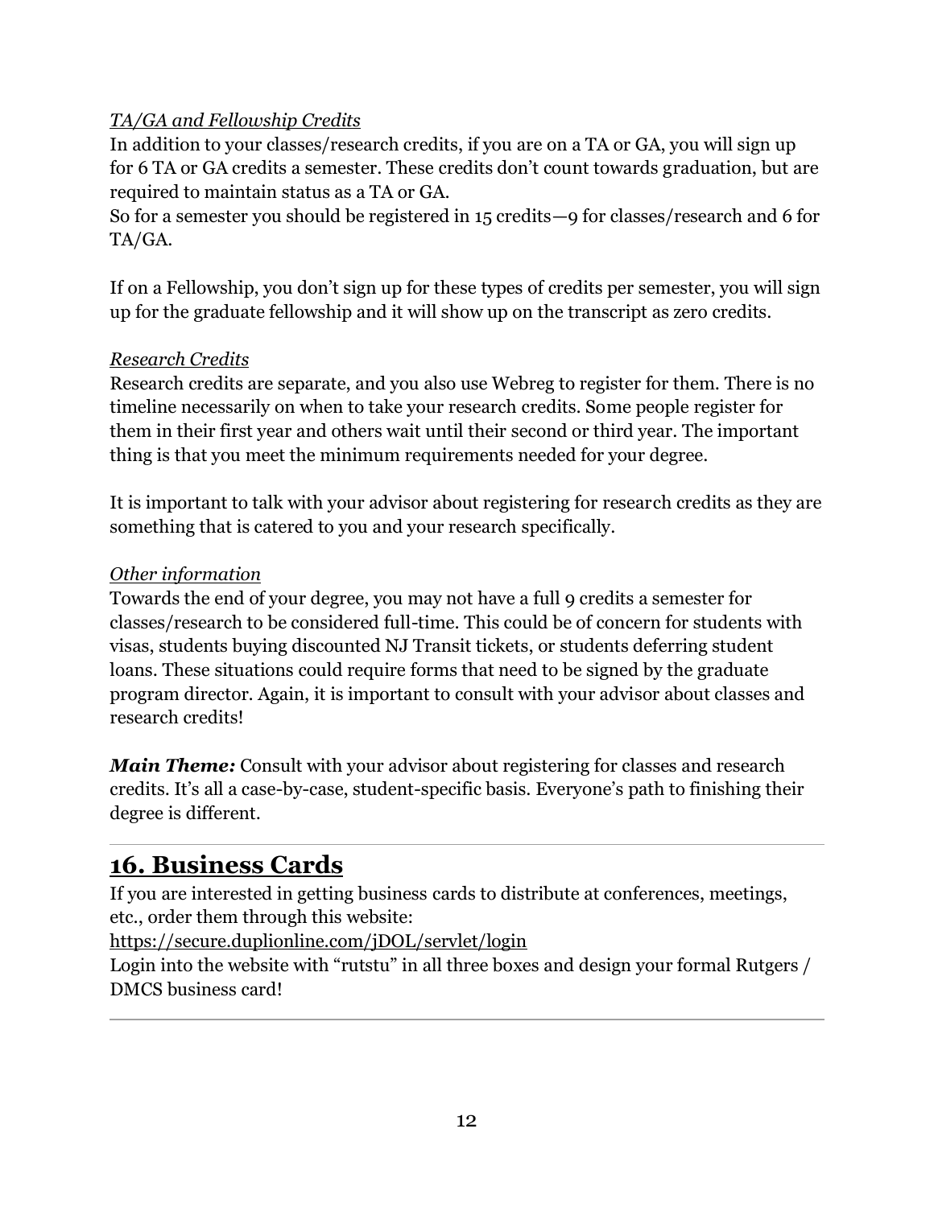*TA/GA and Fellowship Credits*

In addition to your classes/research credits, if you are on a TA or GA, you will sign up for 6 TA or GA credits a semester. These credits don't count towards graduation, but are required to maintain status as a TA or GA.

So for a semester you should be registered in 15 credits—9 for classes/research and 6 for TA/GA.

If on a Fellowship, you don't sign up for these types of credits per semester, you will sign up for the graduate fellowship and it will show up on the transcript as zero credits.

*Research Credits*

Research credits are separate, and you also use Webreg to register for them. There is no timeline necessarily on when to take your research credits. Some people register for them in their first year and others wait until their second or third year. The important thing is that you meet the minimum requirements needed for your degree.

It is important to talk with your advisor about registering for research credits as they are something that is catered to you and your research specifically.

*Other information*

Towards the end of your degree, you may not have a full 9 credits a semester for classes/research to be considered full-time. This could be of concern for students with visas, students buying discounted NJ Transit tickets, or students deferring student loans. These situations could require forms that need to be signed by the graduate program director. Again, it is important to consult with your advisor about classes and research credits!

***Main Theme:*** Consult with your advisor about registering for classes and research credits. It's all a case-by-case, student-specific basis. Everyone's path to finishing their degree is different.

---

## 16. Business Cards

If you are interested in getting business cards to distribute at conferences, meetings, etc., order them through this website:

https://secure.duplionline.com/jDOL/servlet/login

Login into the website with "rutstu" in all three boxes and design your formal Rutgers / DMCS business card!

---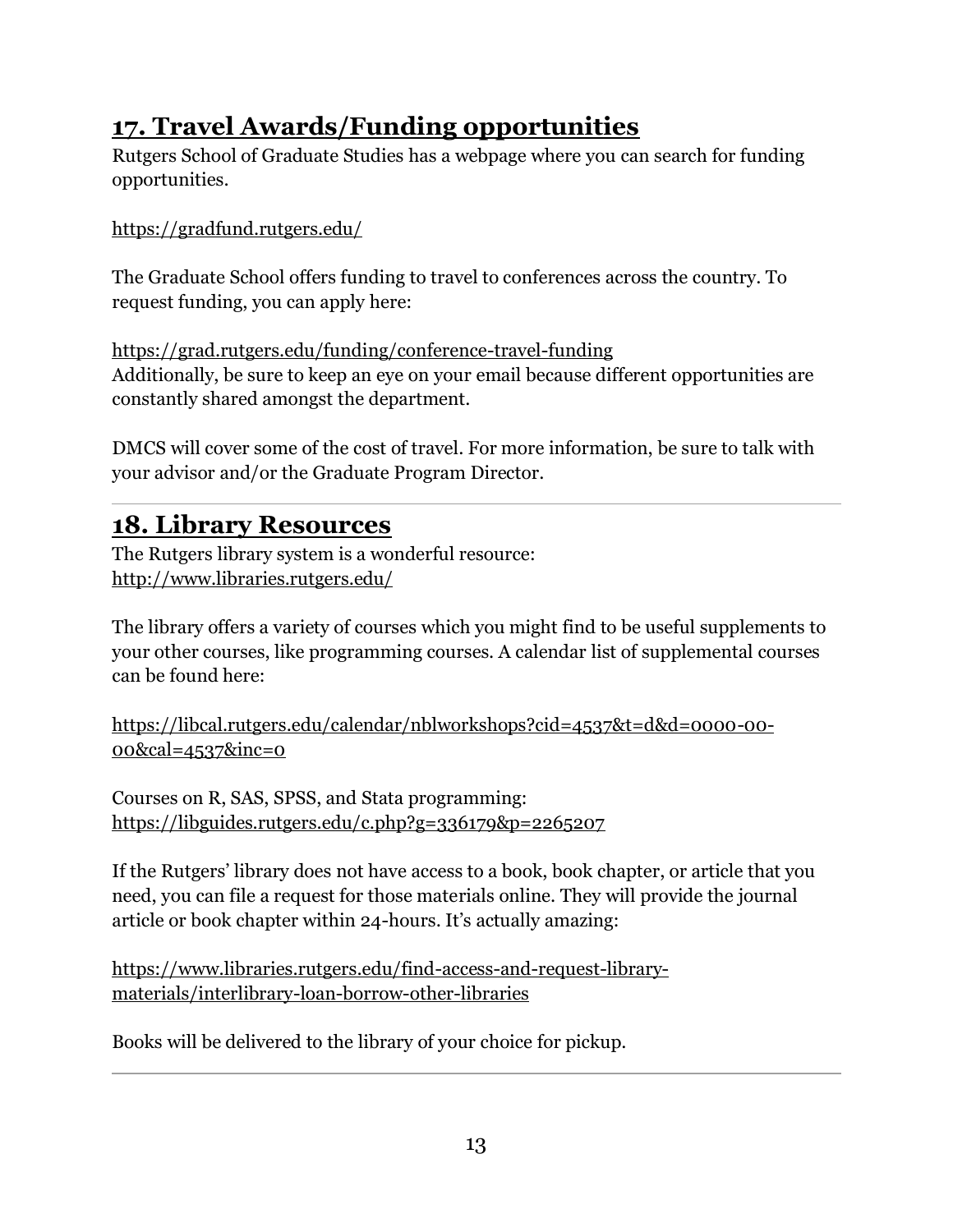## 17. Travel Awards/Funding opportunities

Rutgers School of Graduate Studies has a webpage where you can search for funding opportunities.

https://gradfund.rutgers.edu/

The Graduate School offers funding to travel to conferences across the country. To request funding, you can apply here:

https://grad.rutgers.edu/funding/conference-travel-funding
Additionally, be sure to keep an eye on your email because different opportunities are constantly shared amongst the department.

DMCS will cover some of the cost of travel. For more information, be sure to talk with your advisor and/or the Graduate Program Director.

---

## 18. Library Resources

The Rutgers library system is a wonderful resource:
http://www.libraries.rutgers.edu/

The library offers a variety of courses which you might find to be useful supplements to your other courses, like programming courses. A calendar list of supplemental courses can be found here:

https://libcal.rutgers.edu/calendar/nblworkshops?cid=4537&t=d&d=0000-00-00&cal=4537&inc=0

Courses on R, SAS, SPSS, and Stata programming:
https://libguides.rutgers.edu/c.php?g=336179&p=2265207

If the Rutgers' library does not have access to a book, book chapter, or article that you need, you can file a request for those materials online. They will provide the journal article or book chapter within 24-hours. It's actually amazing:

https://www.libraries.rutgers.edu/find-access-and-request-library-materials/interlibrary-loan-borrow-other-libraries

Books will be delivered to the library of your choice for pickup.

---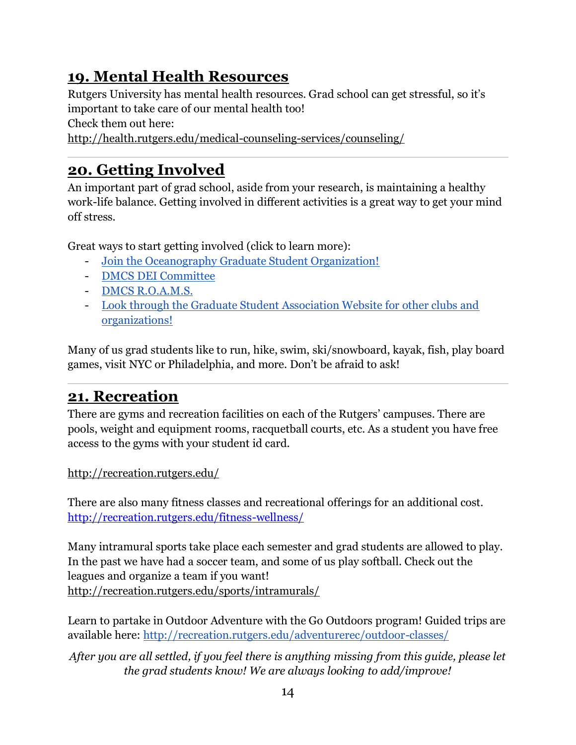## 19. Mental Health Resources

Rutgers University has mental health resources. Grad school can get stressful, so it's important to take care of our mental health too!
Check them out here:
http://health.rutgers.edu/medical-counseling-services/counseling/

---

## 20. Getting Involved

An important part of grad school, aside from your research, is maintaining a healthy work-life balance. Getting involved in different activities is a great way to get your mind off stress.

Great ways to start getting involved (click to learn more):

- Join the Oceanography Graduate Student Organization!
- DMCS DEI Committee
- DMCS R.O.A.M.S.
- Look through the Graduate Student Association Website for other clubs and organizations!

Many of us grad students like to run, hike, swim, ski/snowboard, kayak, fish, play board games, visit NYC or Philadelphia, and more. Don't be afraid to ask!

---

## 21. Recreation

There are gyms and recreation facilities on each of the Rutgers' campuses. There are pools, weight and equipment rooms, racquetball courts, etc. As a student you have free access to the gyms with your student id card.

http://recreation.rutgers.edu/

There are also many fitness classes and recreational offerings for an additional cost.
http://recreation.rutgers.edu/fitness-wellness/

Many intramural sports take place each semester and grad students are allowed to play. In the past we have had a soccer team, and some of us play softball. Check out the leagues and organize a team if you want!
http://recreation.rutgers.edu/sports/intramurals/

Learn to partake in Outdoor Adventure with the Go Outdoors program! Guided trips are available here: http://recreation.rutgers.edu/adventurerec/outdoor-classes/

*After you are all settled, if you feel there is anything missing from this guide, please let the grad students know! We are always looking to add/improve!*